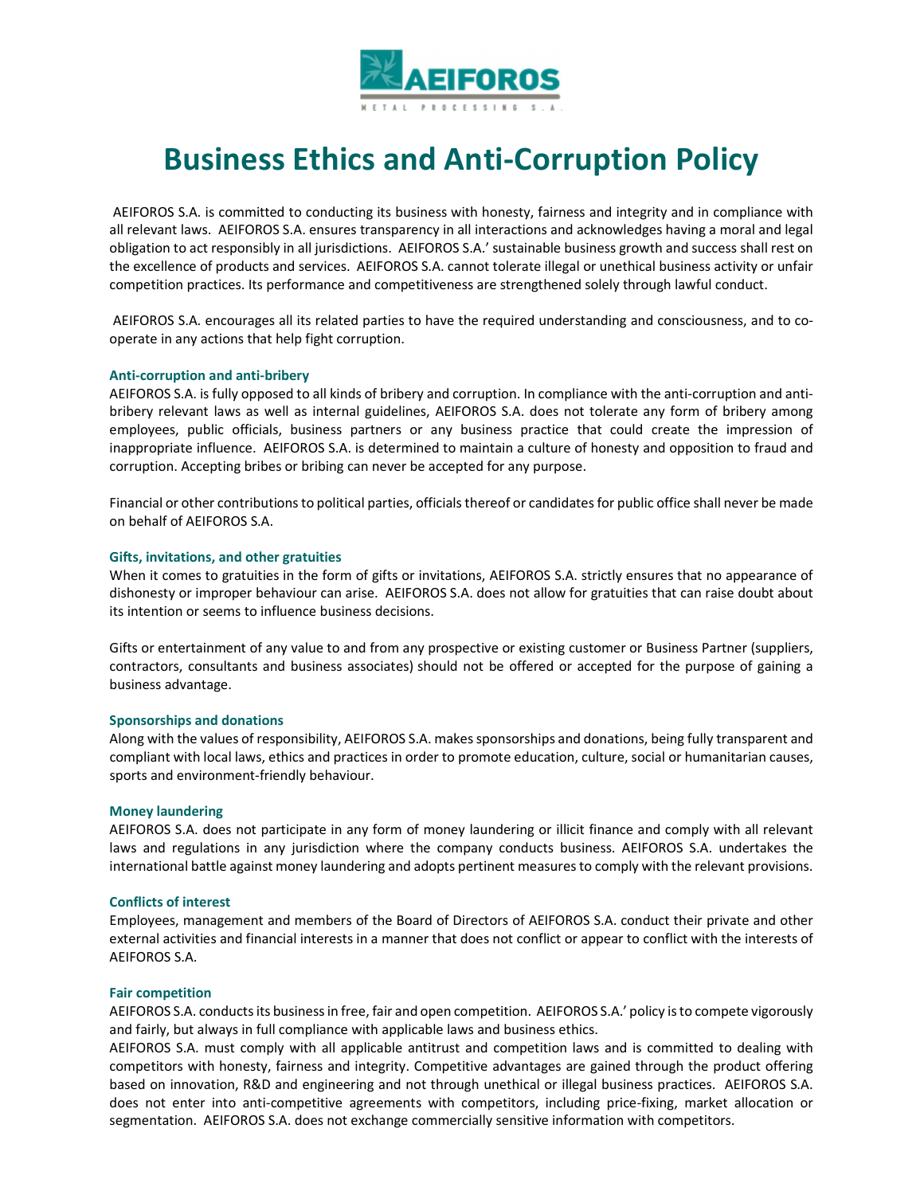# Business Ethics and Anti-Corruption Policy

AEIFOROS S.A. is committed to conducting its business with honesty, fairness and integrity and in compliance with all relevant laws. AEIFOROS S.A. ensures transparency in all interactions and acknowledges having a moral and legal obligation to act responsibly in all jurisdictions. AEIFOROS S.A.' sustainable business growth and success shall rest on the excellence of products and services. AEIFOROS S.A. cannot tolerate illegal or unethical business activity or unfair competition practices. Its performance and competitiveness are strengthened solely through lawful conduct.

AEIFOROS S.A. encourages all its related parties to have the required understanding and consciousness, and to co-operate in any actions that help fight corruption.

### Anti-corruption and anti-bribery

AEIFOROS S.A. is fully opposed to all kinds of bribery and corruption. In compliance with the anti-corruption and anti-bribery relevant laws as well as internal guidelines, AEIFOROS S.A. does not tolerate any form of bribery among employees, public officials, business partners or any business practice that could create the impression of inappropriate influence. AEIFOROS S.A. is determined to maintain a culture of honesty and opposition to fraud and corruption. Accepting bribes or bribing can never be accepted for any purpose.

Financial or other contributions to political parties, officials thereof or candidates for public office shall never be made on behalf of AEIFOROS S.A.

### Gifts, invitations, and other gratuities

When it comes to gratuities in the form of gifts or invitations, AEIFOROS S.A. strictly ensures that no appearance of dishonesty or improper behaviour can arise. AEIFOROS S.A. does not allow for gratuities that can raise doubt about its intention or seems to influence business decisions.

Gifts or entertainment of any value to and from any prospective or existing customer or Business Partner (suppliers, contractors, consultants and business associates) should not be offered or accepted for the purpose of gaining a business advantage.

### Sponsorships and donations

Along with the values of responsibility, AEIFOROS S.A. makes sponsorships and donations, being fully transparent and compliant with local laws, ethics and practices in order to promote education, culture, social or humanitarian causes, sports and environment-friendly behaviour.

### Money laundering

AEIFOROS S.A. does not participate in any form of money laundering or illicit finance and comply with all relevant laws and regulations in any jurisdiction where the company conducts business. AEIFOROS S.A. undertakes the international battle against money laundering and adopts pertinent measures to comply with the relevant provisions.

### Conflicts of interest

Employees, management and members of the Board of Directors of AEIFOROS S.A. conduct their private and other external activities and financial interests in a manner that does not conflict or appear to conflict with the interests of AEIFOROS S.A.

### Fair competition

AEIFOROS S.A. conducts its business in free, fair and open competition. AEIFOROS S.A.' policy is to compete vigorously and fairly, but always in full compliance with applicable laws and business ethics.

AEIFOROS S.A. must comply with all applicable antitrust and competition laws and is committed to dealing with competitors with honesty, fairness and integrity. Competitive advantages are gained through the product offering based on innovation, R&D and engineering and not through unethical or illegal business practices. AEIFOROS S.A. does not enter into anti-competitive agreements with competitors, including price-fixing, market allocation or segmentation. AEIFOROS S.A. does not exchange commercially sensitive information with competitors.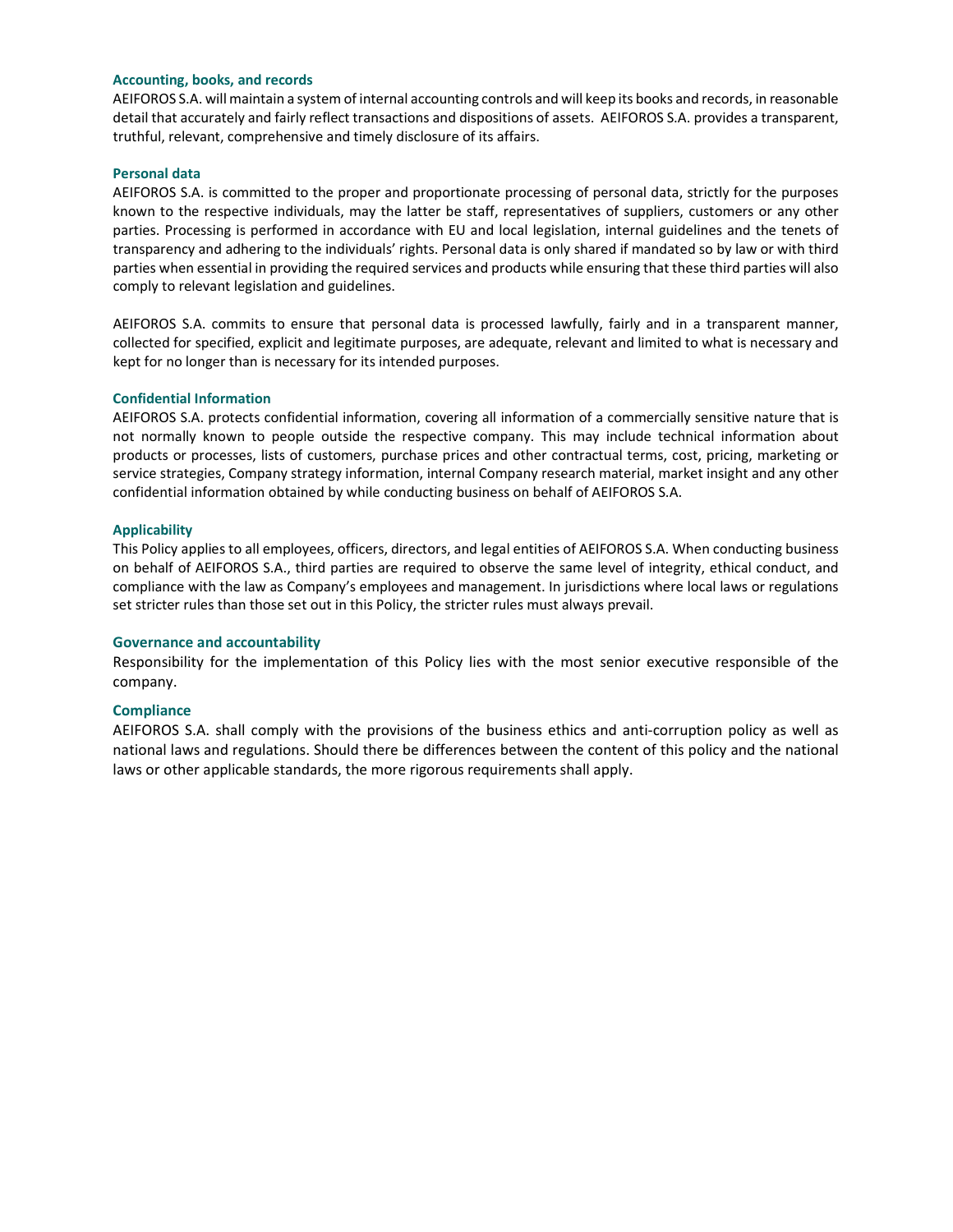### Accounting, books, and records

AEIFOROS S.A. will maintain a system of internal accounting controls and will keep its books and records, in reasonable detail that accurately and fairly reflect transactions and dispositions of assets. AEIFOROS S.A. provides a transparent, truthful, relevant, comprehensive and timely disclosure of its affairs.

### Personal data

AEIFOROS S.A. is committed to the proper and proportionate processing of personal data, strictly for the purposes known to the respective individuals, may the latter be staff, representatives of suppliers, customers or any other parties. Processing is performed in accordance with EU and local legislation, internal guidelines and the tenets of transparency and adhering to the individuals' rights. Personal data is only shared if mandated so by law or with third parties when essential in providing the required services and products while ensuring that these third parties will also comply to relevant legislation and guidelines.

AEIFOROS S.A. commits to ensure that personal data is processed lawfully, fairly and in a transparent manner, collected for specified, explicit and legitimate purposes, are adequate, relevant and limited to what is necessary and kept for no longer than is necessary for its intended purposes.

### Confidential Information

AEIFOROS S.A. protects confidential information, covering all information of a commercially sensitive nature that is not normally known to people outside the respective company. This may include technical information about products or processes, lists of customers, purchase prices and other contractual terms, cost, pricing, marketing or service strategies, Company strategy information, internal Company research material, market insight and any other confidential information obtained by while conducting business on behalf of AEIFOROS S.A.

### Applicability

This Policy applies to all employees, officers, directors, and legal entities of AEIFOROS S.A. When conducting business on behalf of AEIFOROS S.A., third parties are required to observe the same level of integrity, ethical conduct, and compliance with the law as Company's employees and management. In jurisdictions where local laws or regulations set stricter rules than those set out in this Policy, the stricter rules must always prevail.

### Governance and accountability

Responsibility for the implementation of this Policy lies with the most senior executive responsible of the company.

### Compliance

AEIFOROS S.A. shall comply with the provisions of the business ethics and anti-corruption policy as well as national laws and regulations. Should there be differences between the content of this policy and the national laws or other applicable standards, the more rigorous requirements shall apply.